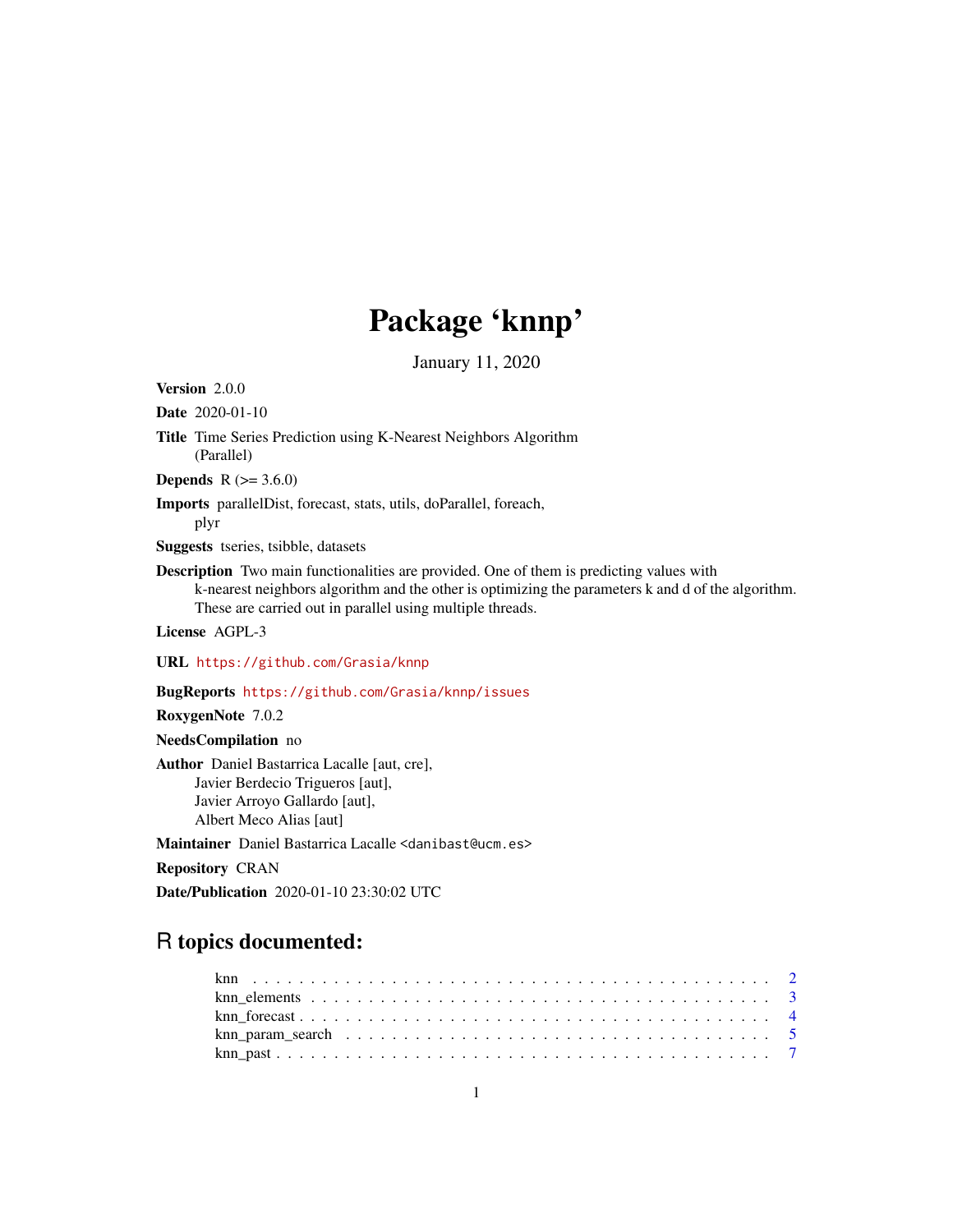# Package 'knnp'

January 11, 2020

**Version** 2.0.0

**Date** 2020-01-10

**Title** Time Series Prediction using K-Nearest Neighbors Algorithm (Parallel)

**Depends** R (>= 3.6.0)

**Imports** parallelDist, forecast, stats, utils, doParallel, foreach, plyr

**Suggests** tseries, tsibble, datasets

**Description** Two main functionalities are provided. One of them is predicting values with k-nearest neighbors algorithm and the other is optimizing the parameters k and d of the algorithm. These are carried out in parallel using multiple threads.

**License** AGPL-3

**URL** https://github.com/Grasia/knnp

**BugReports** https://github.com/Grasia/knnp/issues

**RoxygenNote** 7.0.2

**NeedsCompilation** no

**Author** Daniel Bastarrica Lacalle [aut, cre], Javier Berdecio Trigueros [aut], Javier Arroyo Gallardo [aut], Albert Meco Alias [aut]

**Maintainer** Daniel Bastarrica Lacalle <danibast@ucm.es>

**Repository** CRAN

**Date/Publication** 2020-01-10 23:30:02 UTC

## R topics documented:

knn . . . . . . . . . . . . . . . . . . . . . . . . . . . . . . . . . . . . . . . . . . 2
knn_elements . . . . . . . . . . . . . . . . . . . . . . . . . . . . . . . . . . . . . 3
knn_forecast . . . . . . . . . . . . . . . . . . . . . . . . . . . . . . . . . . . . . 4
knn_param_search . . . . . . . . . . . . . . . . . . . . . . . . . . . . . . . . . . 5
knn_past . . . . . . . . . . . . . . . . . . . . . . . . . . . . . . . . . . . . . . . 7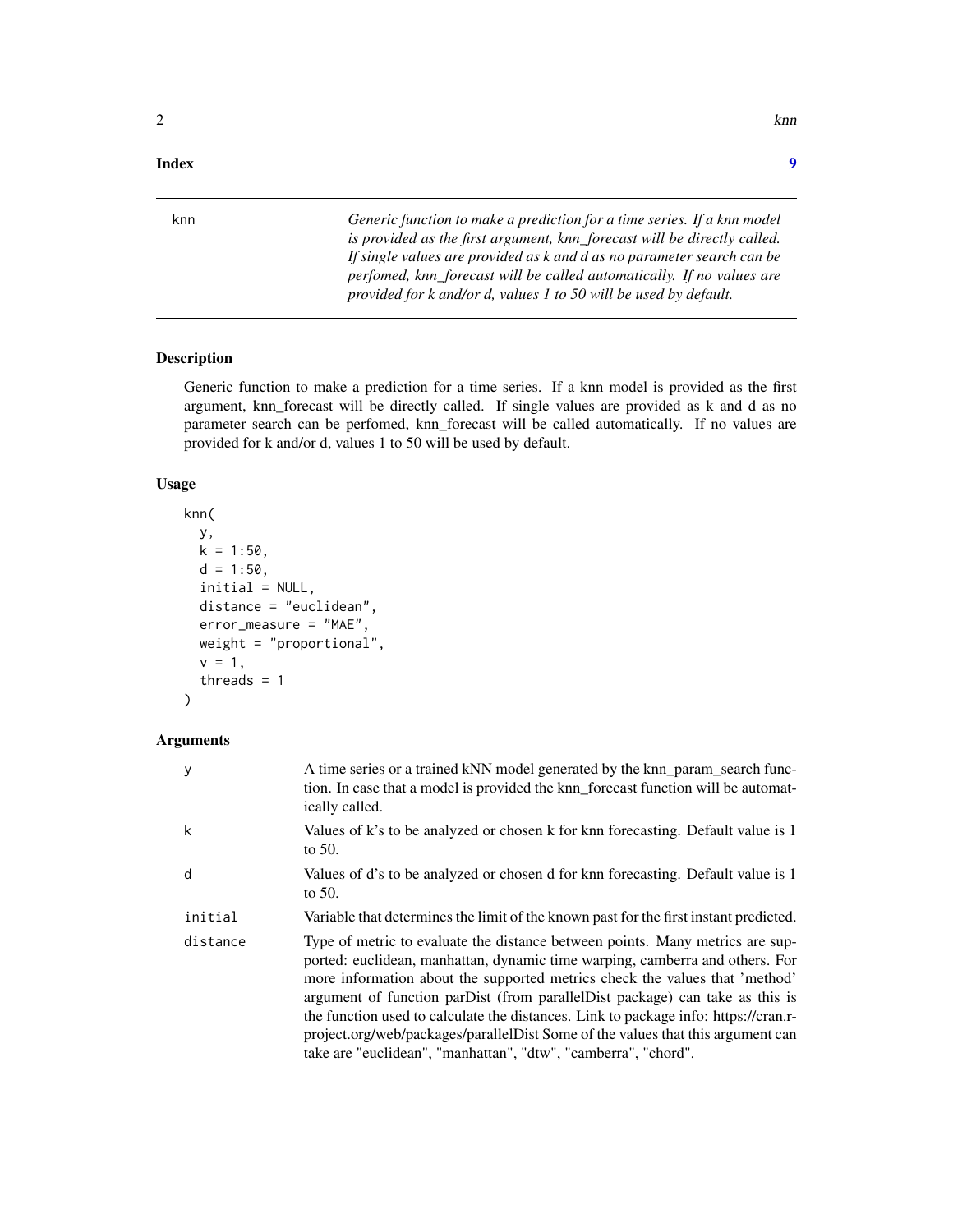**Index** **9**

---

knn *Generic function to make a prediction for a time series. If a knn model is provided as the first argument, knn_forecast will be directly called. If single values are provided as k and d as no parameter search can be perfomed, knn_forecast will be called automatically. If no values are provided for k and/or d, values 1 to 50 will be used by default.*

---

### Description

Generic function to make a prediction for a time series. If a knn model is provided as the first argument, knn_forecast will be directly called. If single values are provided as k and d as no parameter search can be perfomed, knn_forecast will be called automatically. If no values are provided for k and/or d, values 1 to 50 will be used by default.

### Usage

```
knn(
  y,
  k = 1:50,
  d = 1:50,
  initial = NULL,
  distance = "euclidean",
  error_measure = "MAE",
  weight = "proportional",
  v = 1,
  threads = 1
)
```

### Arguments

| | |
|---|---|
| y | A time series or a trained kNN model generated by the knn_param_search function. In case that a model is provided the knn_forecast function will be automatically called. |
| k | Values of k's to be analyzed or chosen k for knn forecasting. Default value is 1 to 50. |
| d | Values of d's to be analyzed or chosen d for knn forecasting. Default value is 1 to 50. |
| initial | Variable that determines the limit of the known past for the first instant predicted. |
| distance | Type of metric to evaluate the distance between points. Many metrics are supported: euclidean, manhattan, dynamic time warping, camberra and others. For more information about the supported metrics check the values that 'method' argument of function parDist (from parallelDist package) can take as this is the function used to calculate the distances. Link to package info: https://cran.r-project.org/web/packages/parallelDist Some of the values that this argument can take are "euclidean", "manhattan", "dtw", "camberra", "chord". |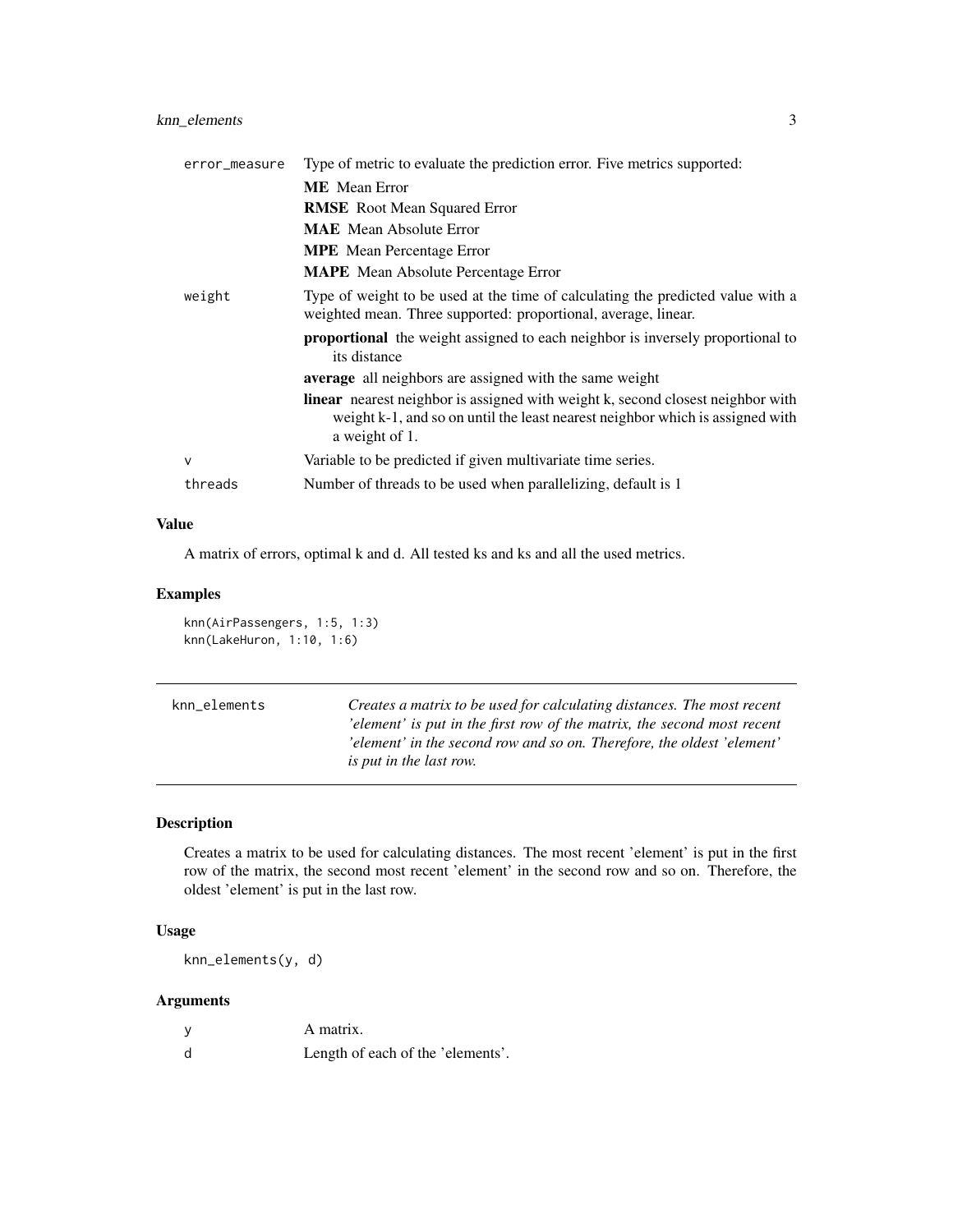| | |
|---|---|
| `error_measure` | Type of metric to evaluate the prediction error. Five metrics supported: <br> **ME** Mean Error <br> **RMSE** Root Mean Squared Error <br> **MAE** Mean Absolute Error <br> **MPE** Mean Percentage Error <br> **MAPE** Mean Absolute Percentage Error |
| `weight` | Type of weight to be used at the time of calculating the predicted value with a weighted mean. Three supported: proportional, average, linear. <br> **proportional** the weight assigned to each neighbor is inversely proportional to its distance <br> **average** all neighbors are assigned with the same weight <br> **linear** nearest neighbor is assigned with weight k, second closest neighbor with weight k-1, and so on until the least nearest neighbor which is assigned with a weight of 1. |
| `v` | Variable to be predicted if given multivariate time series. |
| `threads` | Number of threads to be used when parallelizing, default is 1 |

### Value

A matrix of errors, optimal k and d. All tested ks and ks and all the used metrics.

### Examples

```
knn(AirPassengers, 1:5, 1:3)
knn(LakeHuron, 1:10, 1:6)
```

---

## knn_elements

*Creates a matrix to be used for calculating distances. The most recent 'element' is put in the first row of the matrix, the second most recent 'element' in the second row and so on. Therefore, the oldest 'element' is put in the last row.*

---

### Description

Creates a matrix to be used for calculating distances. The most recent 'element' is put in the first row of the matrix, the second most recent 'element' in the second row and so on. Therefore, the oldest 'element' is put in the last row.

### Usage

```
knn_elements(y, d)
```

### Arguments

| | |
|---|---|
| `y` | A matrix. |
| `d` | Length of each of the 'elements'. |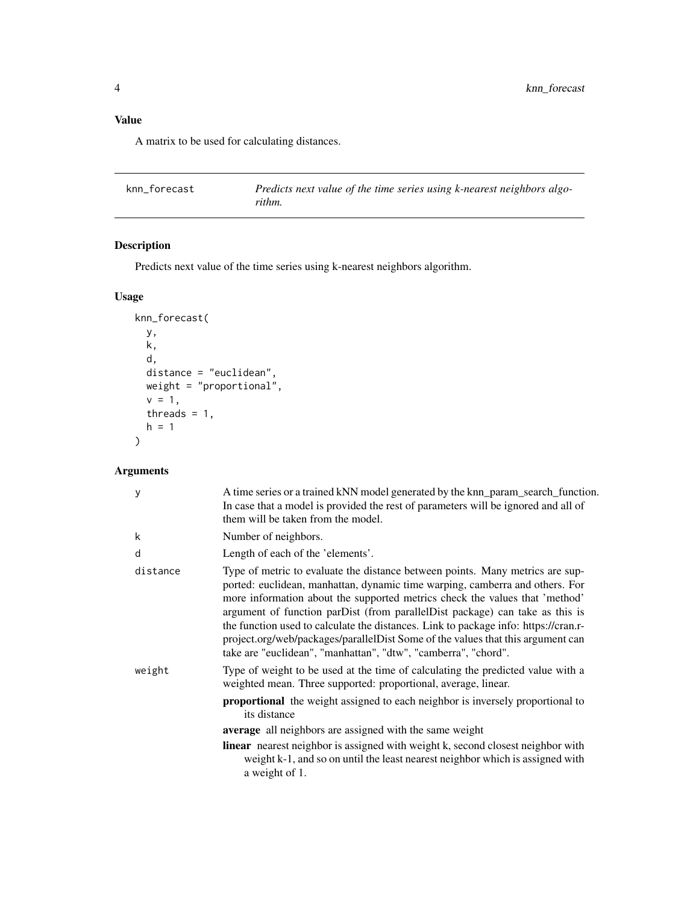### Value

A matrix to be used for calculating distances.

---

## knn_forecast — *Predicts next value of the time series using k-nearest neighbors algorithm.*

---

### Description

Predicts next value of the time series using k-nearest neighbors algorithm.

### Usage

```
knn_forecast(
  y,
  k,
  d,
  distance = "euclidean",
  weight = "proportional",
  v = 1,
  threads = 1,
  h = 1
)
```

### Arguments

| Argument | Description |
|---|---|
| y | A time series or a trained kNN model generated by the knn_param_search_function. In case that a model is provided the rest of parameters will be ignored and all of them will be taken from the model. |
| k | Number of neighbors. |
| d | Length of each of the 'elements'. |
| distance | Type of metric to evaluate the distance between points. Many metrics are supported: euclidean, manhattan, dynamic time warping, camberra and others. For more information about the supported metrics check the values that 'method' argument of function parDist (from parallelDist package) can take as this is the function used to calculate the distances. Link to package info: https://cran.r-project.org/web/packages/parallelDist Some of the values that this argument can take are "euclidean", "manhattan", "dtw", "camberra", "chord". |
| weight | Type of weight to be used at the time of calculating the predicted value with a weighted mean. Three supported: proportional, average, linear.<br>**proportional** the weight assigned to each neighbor is inversely proportional to its distance<br>**average** all neighbors are assigned with the same weight<br>**linear** nearest neighbor is assigned with weight k, second closest neighbor with weight k-1, and so on until the least nearest neighbor which is assigned with a weight of 1. |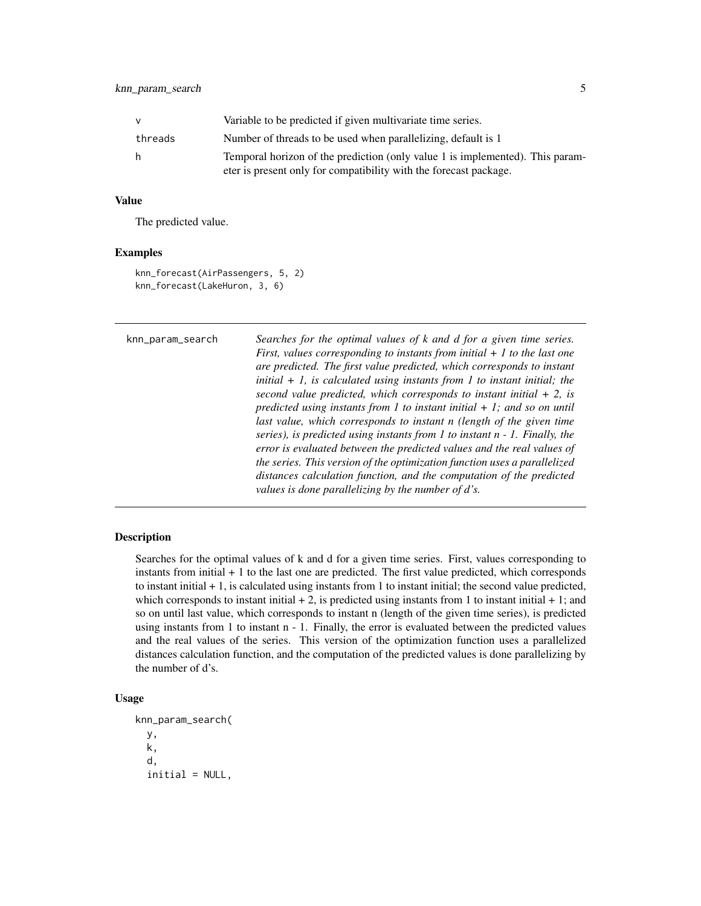| | |
|---|---|
| v | Variable to be predicted if given multivariate time series. |
| threads | Number of threads to be used when parallelizing, default is 1 |
| h | Temporal horizon of the prediction (only value 1 is implemented). This parameter is present only for compatibility with the forecast package. |

### Value

The predicted value.

### Examples

```
knn_forecast(AirPassengers, 5, 2)
knn_forecast(LakeHuron, 3, 6)
```

---

## knn_param_search

*Searches for the optimal values of k and d for a given time series. First, values corresponding to instants from initial + 1 to the last one are predicted. The first value predicted, which corresponds to instant initial + 1, is calculated using instants from 1 to instant initial; the second value predicted, which corresponds to instant initial + 2, is predicted using instants from 1 to instant initial + 1; and so on until last value, which corresponds to instant n (length of the given time series), is predicted using instants from 1 to instant n - 1. Finally, the error is evaluated between the predicted values and the real values of the series. This version of the optimization function uses a parallelized distances calculation function, and the computation of the predicted values is done parallelizing by the number of d's.*

---

### Description

Searches for the optimal values of k and d for a given time series. First, values corresponding to instants from initial + 1 to the last one are predicted. The first value predicted, which corresponds to instant initial + 1, is calculated using instants from 1 to instant initial; the second value predicted, which corresponds to instant initial + 2, is predicted using instants from 1 to instant initial + 1; and so on until last value, which corresponds to instant n (length of the given time series), is predicted using instants from 1 to instant n - 1. Finally, the error is evaluated between the predicted values and the real values of the series. This version of the optimization function uses a parallelized distances calculation function, and the computation of the predicted values is done parallelizing by the number of d's.

### Usage

```
knn_param_search(
  y,
  k,
  d,
  initial = NULL,
```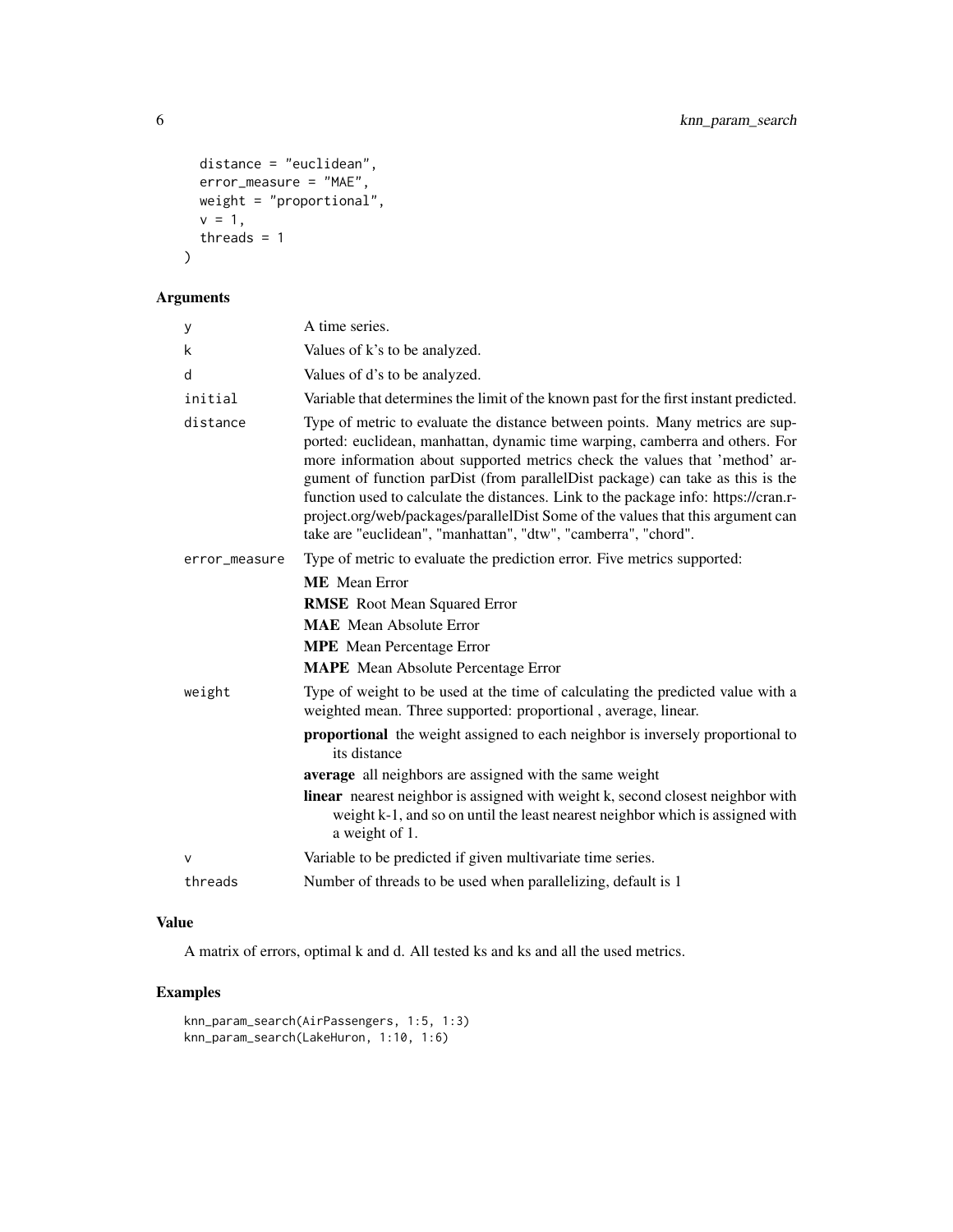```
  distance = "euclidean",
  error_measure = "MAE",
  weight = "proportional",
  v = 1,
  threads = 1
)
```

## Arguments

| | |
|---|---|
| y | A time series. |
| k | Values of k's to be analyzed. |
| d | Values of d's to be analyzed. |
| initial | Variable that determines the limit of the known past for the first instant predicted. |
| distance | Type of metric to evaluate the distance between points. Many metrics are supported: euclidean, manhattan, dynamic time warping, camberra and others. For more information about supported metrics check the values that 'method' argument of function parDist (from parallelDist package) can take as this is the function used to calculate the distances. Link to the package info: https://cran.r-project.org/web/packages/parallelDist Some of the values that this argument can take are "euclidean", "manhattan", "dtw", "camberra", "chord". |
| error_measure | Type of metric to evaluate the prediction error. Five metrics supported:<br>**ME** Mean Error<br>**RMSE** Root Mean Squared Error<br>**MAE** Mean Absolute Error<br>**MPE** Mean Percentage Error<br>**MAPE** Mean Absolute Percentage Error |
| weight | Type of weight to be used at the time of calculating the predicted value with a weighted mean. Three supported: proportional , average, linear.<br>**proportional** the weight assigned to each neighbor is inversely proportional to its distance<br>**average** all neighbors are assigned with the same weight<br>**linear** nearest neighbor is assigned with weight k, second closest neighbor with weight k-1, and so on until the least nearest neighbor which is assigned with a weight of 1. |
| v | Variable to be predicted if given multivariate time series. |
| threads | Number of threads to be used when parallelizing, default is 1 |

## Value

A matrix of errors, optimal k and d. All tested ks and ks and all the used metrics.

## Examples

```
knn_param_search(AirPassengers, 1:5, 1:3)
knn_param_search(LakeHuron, 1:10, 1:6)
```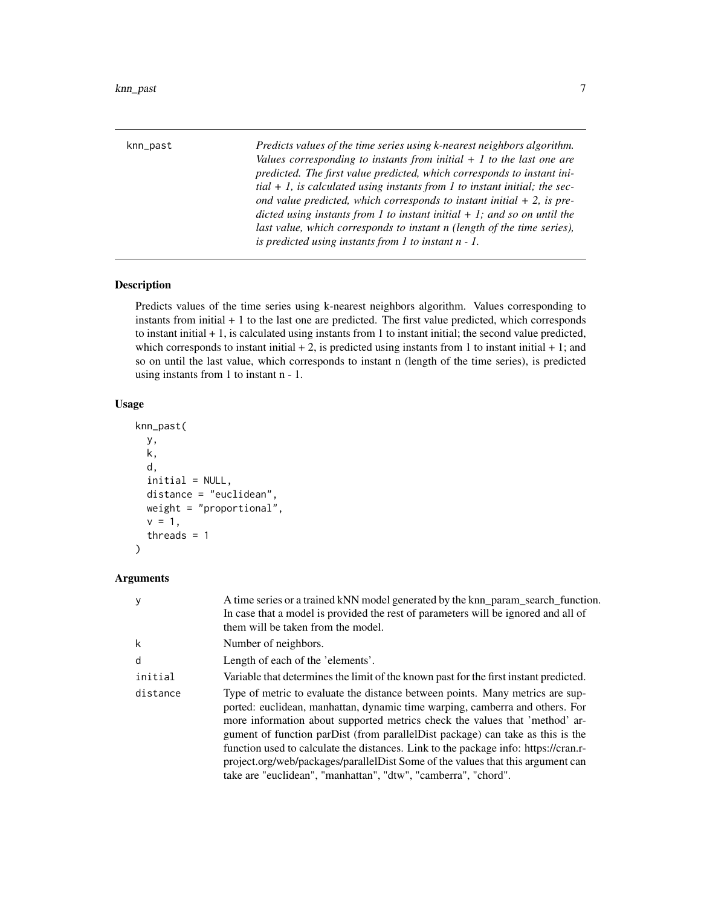knn_past — *Predicts values of the time series using k-nearest neighbors algorithm. Values corresponding to instants from initial + 1 to the last one are predicted. The first value predicted, which corresponds to instant initial + 1, is calculated using instants from 1 to instant initial; the second value predicted, which corresponds to instant initial + 2, is predicted using instants from 1 to instant initial + 1; and so on until the last value, which corresponds to instant n (length of the time series), is predicted using instants from 1 to instant n - 1.*

## Description

Predicts values of the time series using k-nearest neighbors algorithm. Values corresponding to instants from initial + 1 to the last one are predicted. The first value predicted, which corresponds to instant initial + 1, is calculated using instants from 1 to instant initial; the second value predicted, which corresponds to instant initial + 2, is predicted using instants from 1 to instant initial + 1; and so on until the last value, which corresponds to instant n (length of the time series), is predicted using instants from 1 to instant n - 1.

## Usage

```
knn_past(
  y,
  k,
  d,
  initial = NULL,
  distance = "euclidean",
  weight = "proportional",
  v = 1,
  threads = 1
)
```

## Arguments

| Argument | Description |
|---|---|
| y | A time series or a trained kNN model generated by the knn_param_search_function. In case that a model is provided the rest of parameters will be ignored and all of them will be taken from the model. |
| k | Number of neighbors. |
| d | Length of each of the 'elements'. |
| initial | Variable that determines the limit of the known past for the first instant predicted. |
| distance | Type of metric to evaluate the distance between points. Many metrics are supported: euclidean, manhattan, dynamic time warping, camberra and others. For more information about supported metrics check the values that 'method' argument of function parDist (from parallelDist package) can take as this is the function used to calculate the distances. Link to the package info: https://cran.r-project.org/web/packages/parallelDist Some of the values that this argument can take are "euclidean", "manhattan", "dtw", "camberra", "chord". |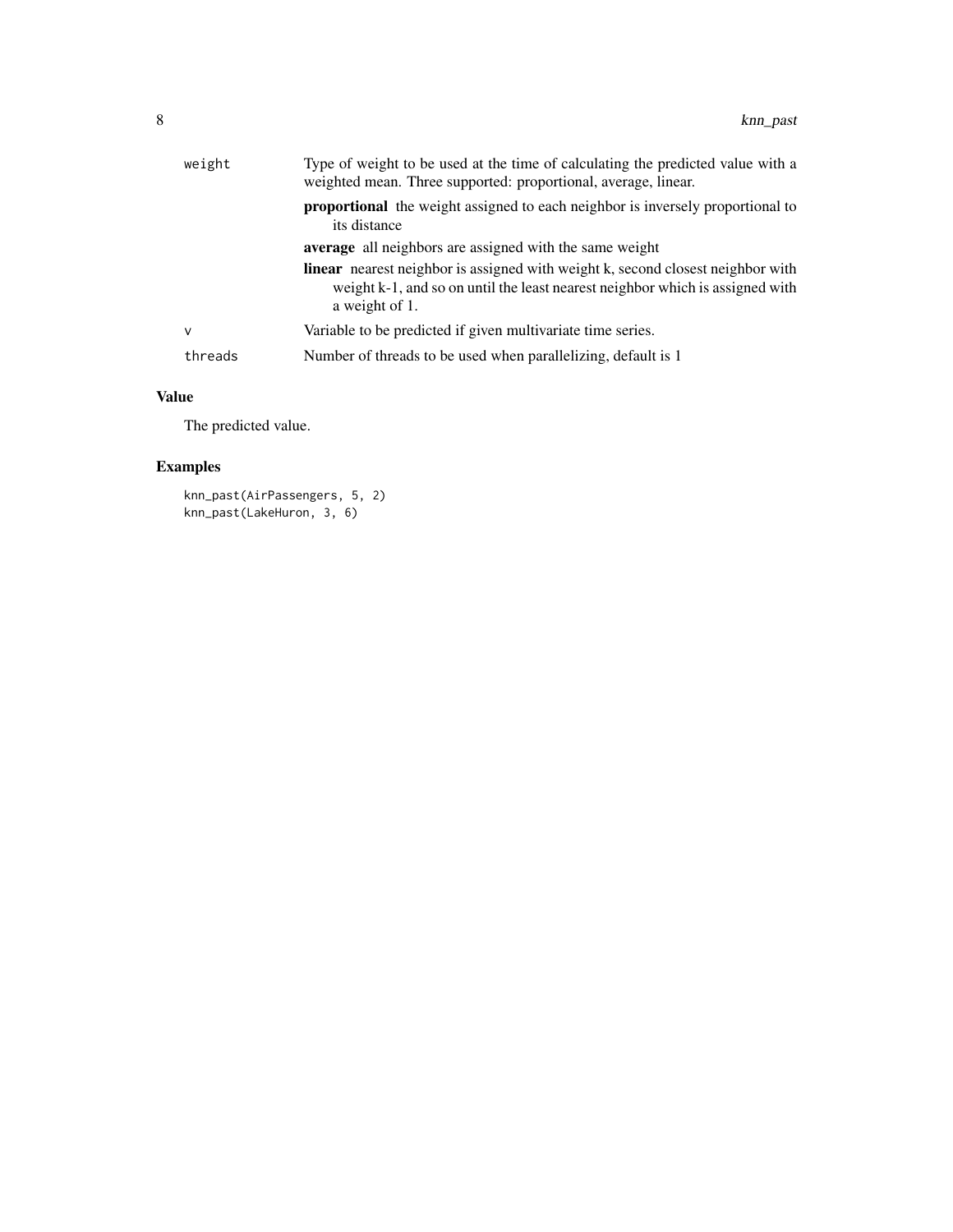| | |
|---|---|
| `weight` | Type of weight to be used at the time of calculating the predicted value with a weighted mean. Three supported: proportional, average, linear.<br>**proportional** the weight assigned to each neighbor is inversely proportional to its distance<br>**average** all neighbors are assigned with the same weight<br>**linear** nearest neighbor is assigned with weight k, second closest neighbor with weight k-1, and so on until the least nearest neighbor which is assigned with a weight of 1. |
| `v` | Variable to be predicted if given multivariate time series. |
| `threads` | Number of threads to be used when parallelizing, default is 1 |

## Value

The predicted value.

## Examples

```
knn_past(AirPassengers, 5, 2)
knn_past(LakeHuron, 3, 6)
```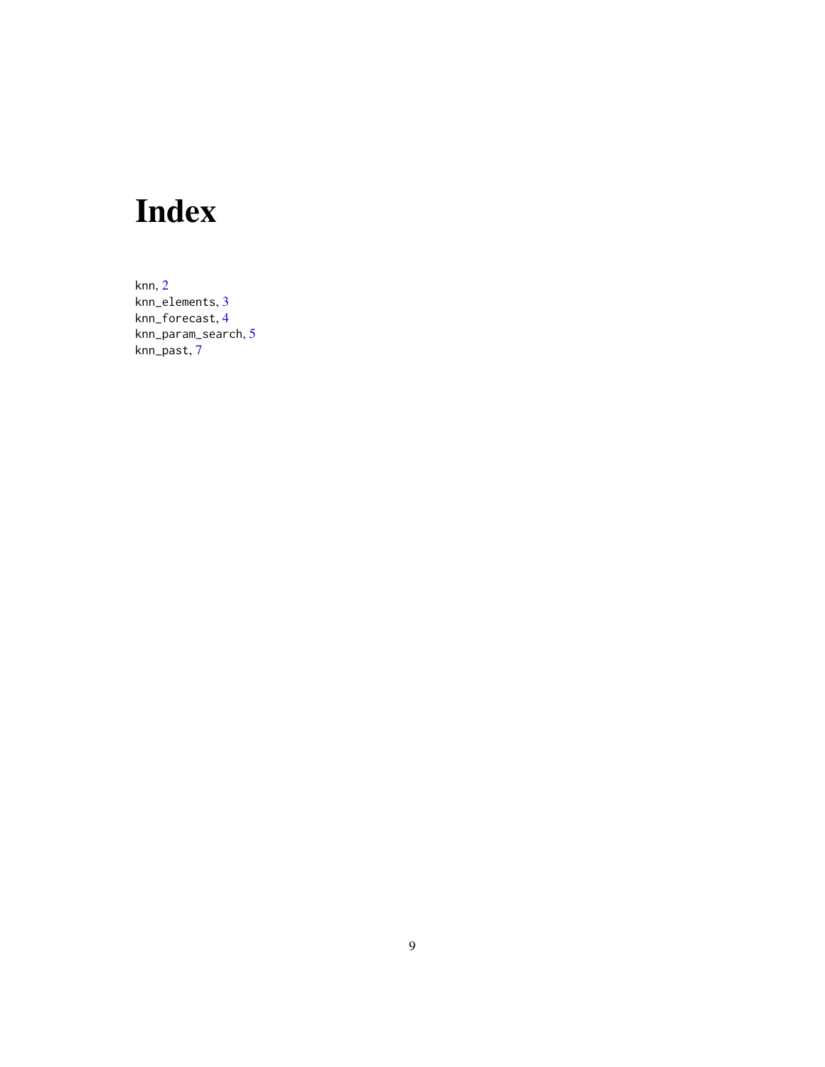# Index

knn, 2
knn_elements, 3
knn_forecast, 4
knn_param_search, 5
knn_past, 7